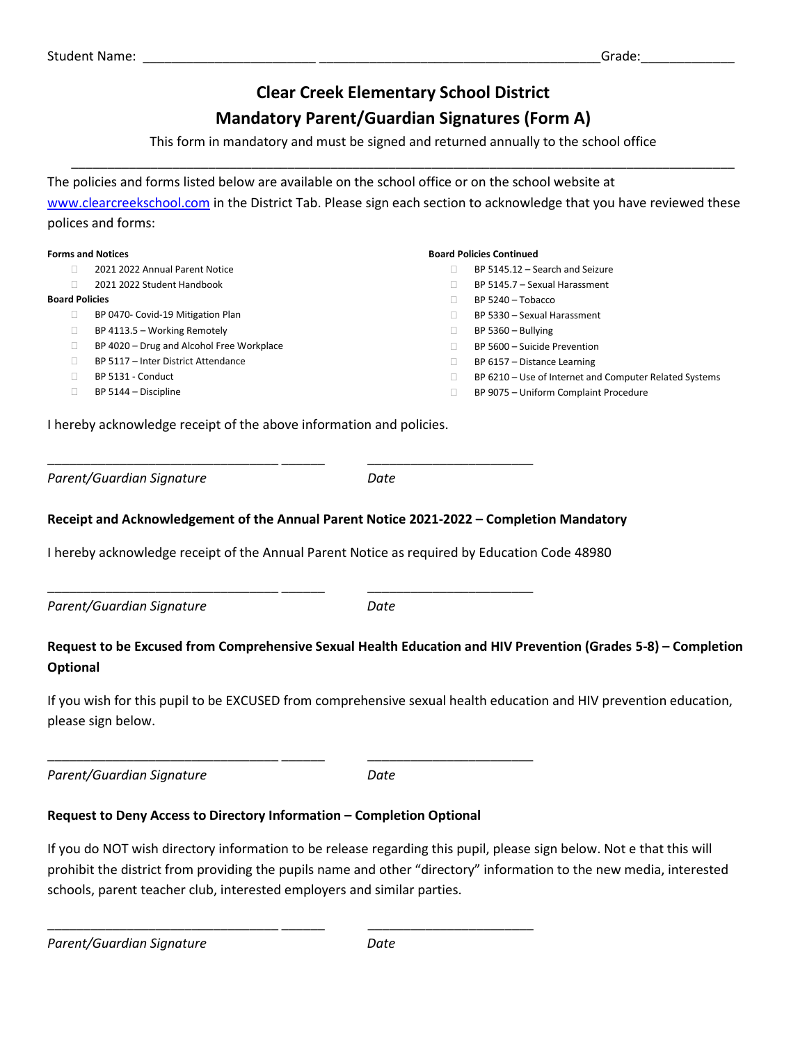Student Name: _______________________ ____________________________________Grade:____________

# Clear Creek Elementary School District
## Mandatory Parent/Guardian Signatures (Form A)

This form in mandatory and must be signed and returned annually to the school office

---

The policies and forms listed below are available on the school office or on the school website at www.clearcreekschool.com in the District Tab. Please sign each section to acknowledge that you have reviewed these polices and forms:

**Forms and Notices**

- ☐ 2021 2022 Annual Parent Notice
- ☐ 2021 2022 Student Handbook

**Board Policies**

- ☐ BP 0470- Covid-19 Mitigation Plan
- ☐ BP 4113.5 – Working Remotely
- ☐ BP 4020 – Drug and Alcohol Free Workplace
- ☐ BP 5117 – Inter District Attendance
- ☐ BP 5131 - Conduct
- ☐ BP 5144 – Discipline

**Board Policies Continued**

- ☐ BP 5145.12 – Search and Seizure
- ☐ BP 5145.7 – Sexual Harassment
- ☐ BP 5240 – Tobacco
- ☐ BP 5330 – Sexual Harassment
- ☐ BP 5360 – Bullying
- ☐ BP 5600 – Suicide Prevention
- ☐ BP 6157 – Distance Learning
- ☐ BP 6210 – Use of Internet and Computer Related Systems
- ☐ BP 9075 – Uniform Complaint Procedure

I hereby acknowledge receipt of the above information and policies.

_________________________________ ______ _______________________

*Parent/Guardian Signature* *Date*

**Receipt and Acknowledgement of the Annual Parent Notice 2021-2022 – Completion Mandatory**

I hereby acknowledge receipt of the Annual Parent Notice as required by Education Code 48980

_________________________________ ______ _______________________

*Parent/Guardian Signature* *Date*

**Request to be Excused from Comprehensive Sexual Health Education and HIV Prevention (Grades 5-8) – Completion Optional**

If you wish for this pupil to be EXCUSED from comprehensive sexual health education and HIV prevention education, please sign below.

_________________________________ ______ _______________________

*Parent/Guardian Signature* *Date*

**Request to Deny Access to Directory Information – Completion Optional**

If you do NOT wish directory information to be release regarding this pupil, please sign below. Not e that this will prohibit the district from providing the pupils name and other "directory" information to the new media, interested schools, parent teacher club, interested employers and similar parties.

_________________________________ ______ _______________________

*Parent/Guardian Signature* *Date*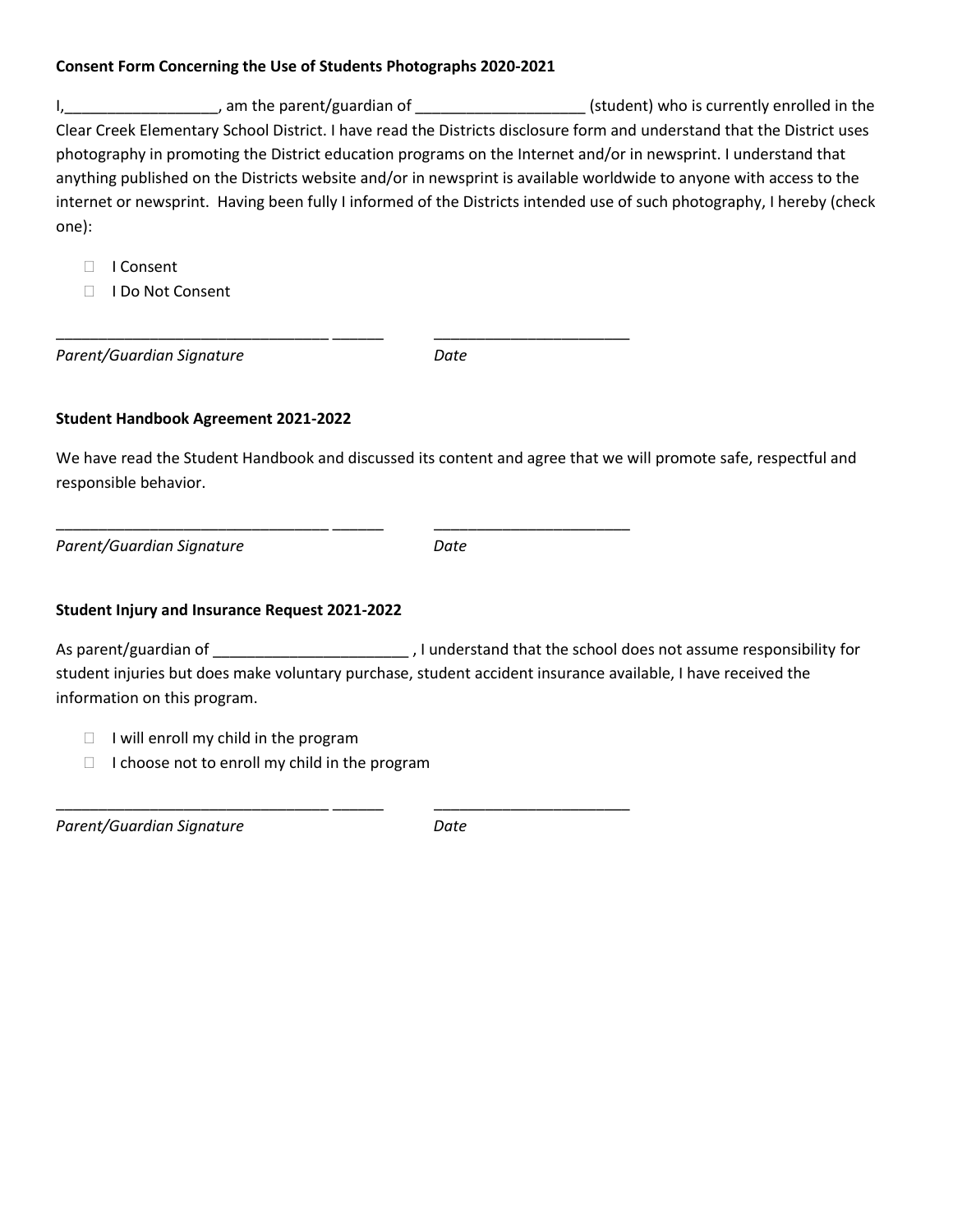**Consent Form Concerning the Use of Students Photographs 2020-2021**

I,__________________, am the parent/guardian of ____________________ (student) who is currently enrolled in the Clear Creek Elementary School District. I have read the Districts disclosure form and understand that the District uses photography in promoting the District education programs on the Internet and/or in newsprint. I understand that anything published on the Districts website and/or in newsprint is available worldwide to anyone with access to the internet or newsprint.  Having been fully I informed of the Districts intended use of such photography, I hereby (check one):

- ☐ I Consent
- ☐ I Do Not Consent

________________________________ ______        _______________________

*Parent/Guardian Signature*                                        *Date*

**Student Handbook Agreement 2021-2022**

We have read the Student Handbook and discussed its content and agree that we will promote safe, respectful and responsible behavior.

________________________________ ______        _______________________

*Parent/Guardian Signature*                                        *Date*

**Student Injury and Insurance Request 2021-2022**

As parent/guardian of _______________________ , I understand that the school does not assume responsibility for student injuries but does make voluntary purchase, student accident insurance available, I have received the information on this program.

- ☐ I will enroll my child in the program
- ☐ I choose not to enroll my child in the program

________________________________ ______        _______________________

*Parent/Guardian Signature*                                        *Date*